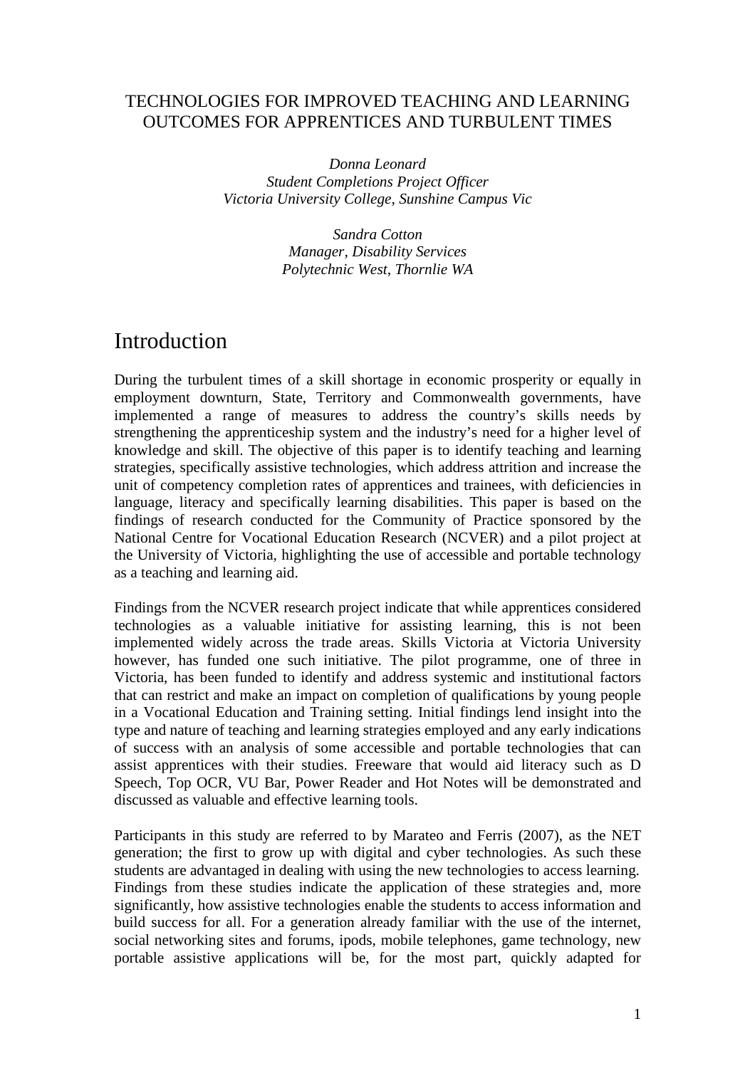# TECHNOLOGIES FOR IMPROVED TEACHING AND LEARNING OUTCOMES FOR APPRENTICES AND TURBULENT TIMES

*Donna Leonard*
*Student Completions Project Officer*
*Victoria University College, Sunshine Campus Vic*

*Sandra Cotton*
*Manager, Disability Services*
*Polytechnic West, Thornlie WA*

## Introduction

During the turbulent times of a skill shortage in economic prosperity or equally in employment downturn, State, Territory and Commonwealth governments, have implemented a range of measures to address the country's skills needs by strengthening the apprenticeship system and the industry's need for a higher level of knowledge and skill. The objective of this paper is to identify teaching and learning strategies, specifically assistive technologies, which address attrition and increase the unit of competency completion rates of apprentices and trainees, with deficiencies in language, literacy and specifically learning disabilities. This paper is based on the findings of research conducted for the Community of Practice sponsored by the National Centre for Vocational Education Research (NCVER) and a pilot project at the University of Victoria, highlighting the use of accessible and portable technology as a teaching and learning aid.

Findings from the NCVER research project indicate that while apprentices considered technologies as a valuable initiative for assisting learning, this is not been implemented widely across the trade areas. Skills Victoria at Victoria University however, has funded one such initiative. The pilot programme, one of three in Victoria, has been funded to identify and address systemic and institutional factors that can restrict and make an impact on completion of qualifications by young people in a Vocational Education and Training setting. Initial findings lend insight into the type and nature of teaching and learning strategies employed and any early indications of success with an analysis of some accessible and portable technologies that can assist apprentices with their studies. Freeware that would aid literacy such as D Speech, Top OCR, VU Bar, Power Reader and Hot Notes will be demonstrated and discussed as valuable and effective learning tools.

Participants in this study are referred to by Marateo and Ferris (2007), as the NET generation; the first to grow up with digital and cyber technologies. As such these students are advantaged in dealing with using the new technologies to access learning. Findings from these studies indicate the application of these strategies and, more significantly, how assistive technologies enable the students to access information and build success for all. For a generation already familiar with the use of the internet, social networking sites and forums, ipods, mobile telephones, game technology, new portable assistive applications will be, for the most part, quickly adapted for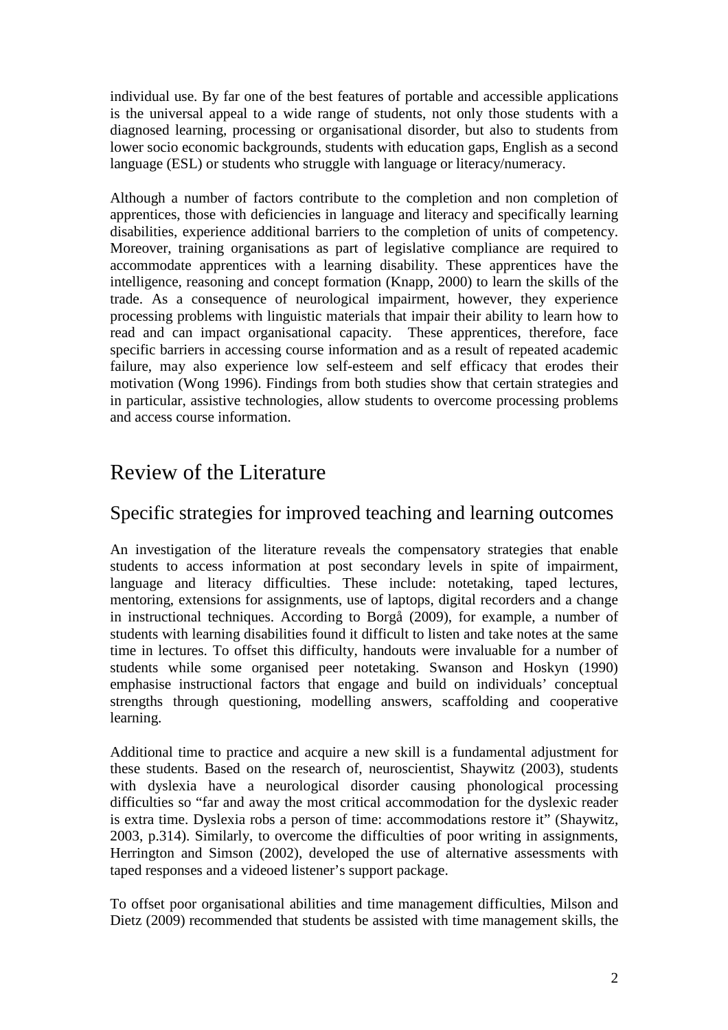individual use. By far one of the best features of portable and accessible applications is the universal appeal to a wide range of students, not only those students with a diagnosed learning, processing or organisational disorder, but also to students from lower socio economic backgrounds, students with education gaps, English as a second language (ESL) or students who struggle with language or literacy/numeracy.

Although a number of factors contribute to the completion and non completion of apprentices, those with deficiencies in language and literacy and specifically learning disabilities, experience additional barriers to the completion of units of competency. Moreover, training organisations as part of legislative compliance are required to accommodate apprentices with a learning disability. These apprentices have the intelligence, reasoning and concept formation (Knapp, 2000) to learn the skills of the trade. As a consequence of neurological impairment, however, they experience processing problems with linguistic materials that impair their ability to learn how to read and can impact organisational capacity. These apprentices, therefore, face specific barriers in accessing course information and as a result of repeated academic failure, may also experience low self-esteem and self efficacy that erodes their motivation (Wong 1996). Findings from both studies show that certain strategies and in particular, assistive technologies, allow students to overcome processing problems and access course information.

# Review of the Literature

## Specific strategies for improved teaching and learning outcomes

An investigation of the literature reveals the compensatory strategies that enable students to access information at post secondary levels in spite of impairment, language and literacy difficulties. These include: notetaking, taped lectures, mentoring, extensions for assignments, use of laptops, digital recorders and a change in instructional techniques. According to Borgå (2009), for example, a number of students with learning disabilities found it difficult to listen and take notes at the same time in lectures. To offset this difficulty, handouts were invaluable for a number of students while some organised peer notetaking. Swanson and Hoskyn (1990) emphasise instructional factors that engage and build on individuals' conceptual strengths through questioning, modelling answers, scaffolding and cooperative learning.

Additional time to practice and acquire a new skill is a fundamental adjustment for these students. Based on the research of, neuroscientist, Shaywitz (2003), students with dyslexia have a neurological disorder causing phonological processing difficulties so "far and away the most critical accommodation for the dyslexic reader is extra time. Dyslexia robs a person of time: accommodations restore it" (Shaywitz, 2003, p.314). Similarly, to overcome the difficulties of poor writing in assignments, Herrington and Simson (2002), developed the use of alternative assessments with taped responses and a videoed listener's support package.

To offset poor organisational abilities and time management difficulties, Milson and Dietz (2009) recommended that students be assisted with time management skills, the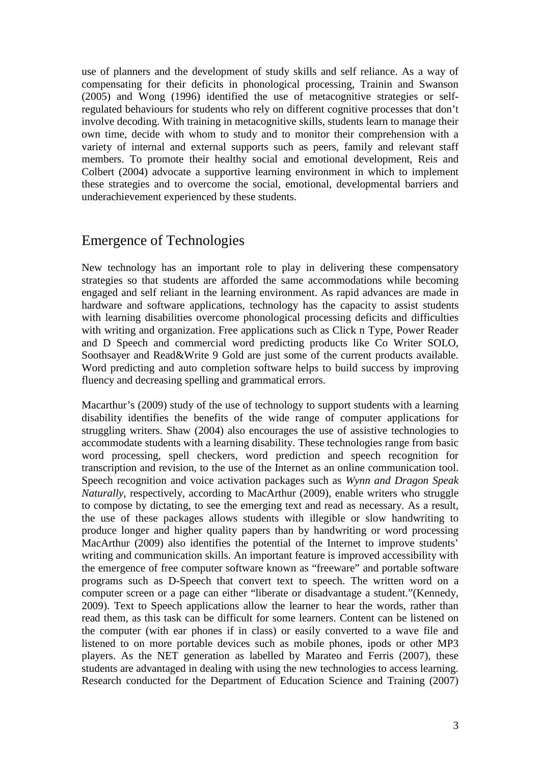use of planners and the development of study skills and self reliance. As a way of compensating for their deficits in phonological processing, Trainin and Swanson (2005) and Wong (1996) identified the use of metacognitive strategies or self-regulated behaviours for students who rely on different cognitive processes that don't involve decoding. With training in metacognitive skills, students learn to manage their own time, decide with whom to study and to monitor their comprehension with a variety of internal and external supports such as peers, family and relevant staff members. To promote their healthy social and emotional development, Reis and Colbert (2004) advocate a supportive learning environment in which to implement these strategies and to overcome the social, emotional, developmental barriers and underachievement experienced by these students.

## Emergence of Technologies

New technology has an important role to play in delivering these compensatory strategies so that students are afforded the same accommodations while becoming engaged and self reliant in the learning environment. As rapid advances are made in hardware and software applications, technology has the capacity to assist students with learning disabilities overcome phonological processing deficits and difficulties with writing and organization. Free applications such as Click n Type, Power Reader and D Speech and commercial word predicting products like Co Writer SOLO, Soothsayer and Read&Write 9 Gold are just some of the current products available. Word predicting and auto completion software helps to build success by improving fluency and decreasing spelling and grammatical errors.

Macarthur's (2009) study of the use of technology to support students with a learning disability identifies the benefits of the wide range of computer applications for struggling writers. Shaw (2004) also encourages the use of assistive technologies to accommodate students with a learning disability. These technologies range from basic word processing, spell checkers, word prediction and speech recognition for transcription and revision, to the use of the Internet as an online communication tool. Speech recognition and voice activation packages such as *Wynn and Dragon Speak Naturally*, respectively, according to MacArthur (2009), enable writers who struggle to compose by dictating, to see the emerging text and read as necessary. As a result, the use of these packages allows students with illegible or slow handwriting to produce longer and higher quality papers than by handwriting or word processing MacArthur (2009) also identifies the potential of the Internet to improve students' writing and communication skills. An important feature is improved accessibility with the emergence of free computer software known as "freeware" and portable software programs such as D-Speech that convert text to speech. The written word on a computer screen or a page can either "liberate or disadvantage a student."(Kennedy, 2009). Text to Speech applications allow the learner to hear the words, rather than read them, as this task can be difficult for some learners. Content can be listened on the computer (with ear phones if in class) or easily converted to a wave file and listened to on more portable devices such as mobile phones, ipods or other MP3 players. As the NET generation as labelled by Marateo and Ferris (2007), these students are advantaged in dealing with using the new technologies to access learning. Research conducted for the Department of Education Science and Training (2007)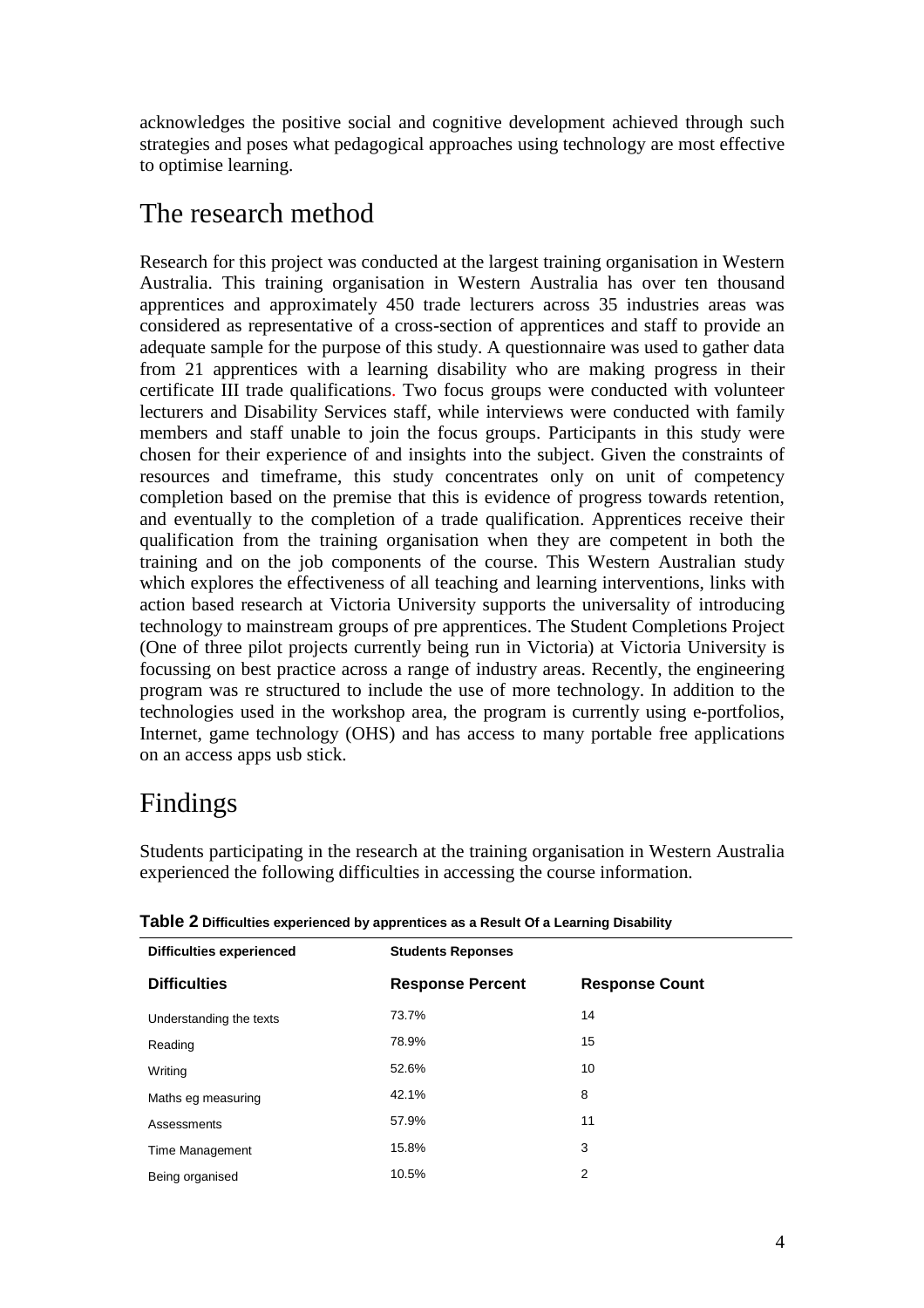acknowledges the positive social and cognitive development achieved through such strategies and poses what pedagogical approaches using technology are most effective to optimise learning.

## The research method

Research for this project was conducted at the largest training organisation in Western Australia. This training organisation in Western Australia has over ten thousand apprentices and approximately 450 trade lecturers across 35 industries areas was considered as representative of a cross-section of apprentices and staff to provide an adequate sample for the purpose of this study. A questionnaire was used to gather data from 21 apprentices with a learning disability who are making progress in their certificate III trade qualifications. Two focus groups were conducted with volunteer lecturers and Disability Services staff, while interviews were conducted with family members and staff unable to join the focus groups. Participants in this study were chosen for their experience of and insights into the subject. Given the constraints of resources and timeframe, this study concentrates only on unit of competency completion based on the premise that this is evidence of progress towards retention, and eventually to the completion of a trade qualification. Apprentices receive their qualification from the training organisation when they are competent in both the training and on the job components of the course. This Western Australian study which explores the effectiveness of all teaching and learning interventions, links with action based research at Victoria University supports the universality of introducing technology to mainstream groups of pre apprentices. The Student Completions Project (One of three pilot projects currently being run in Victoria) at Victoria University is focussing on best practice across a range of industry areas. Recently, the engineering program was re structured to include the use of more technology. In addition to the technologies used in the workshop area, the program is currently using e-portfolios, Internet, game technology (OHS) and has access to many portable free applications on an access apps usb stick.

## Findings

Students participating in the research at the training organisation in Western Australia experienced the following difficulties in accessing the course information.

**Table 2 Difficulties experienced by apprentices as a Result Of a Learning Disability**

| Difficulties experienced | Students Reponses | |
|---|---|---|
| **Difficulties** | **Response Percent** | **Response Count** |
| Understanding the texts | 73.7% | 14 |
| Reading | 78.9% | 15 |
| Writing | 52.6% | 10 |
| Maths eg measuring | 42.1% | 8 |
| Assessments | 57.9% | 11 |
| Time Management | 15.8% | 3 |
| Being organised | 10.5% | 2 |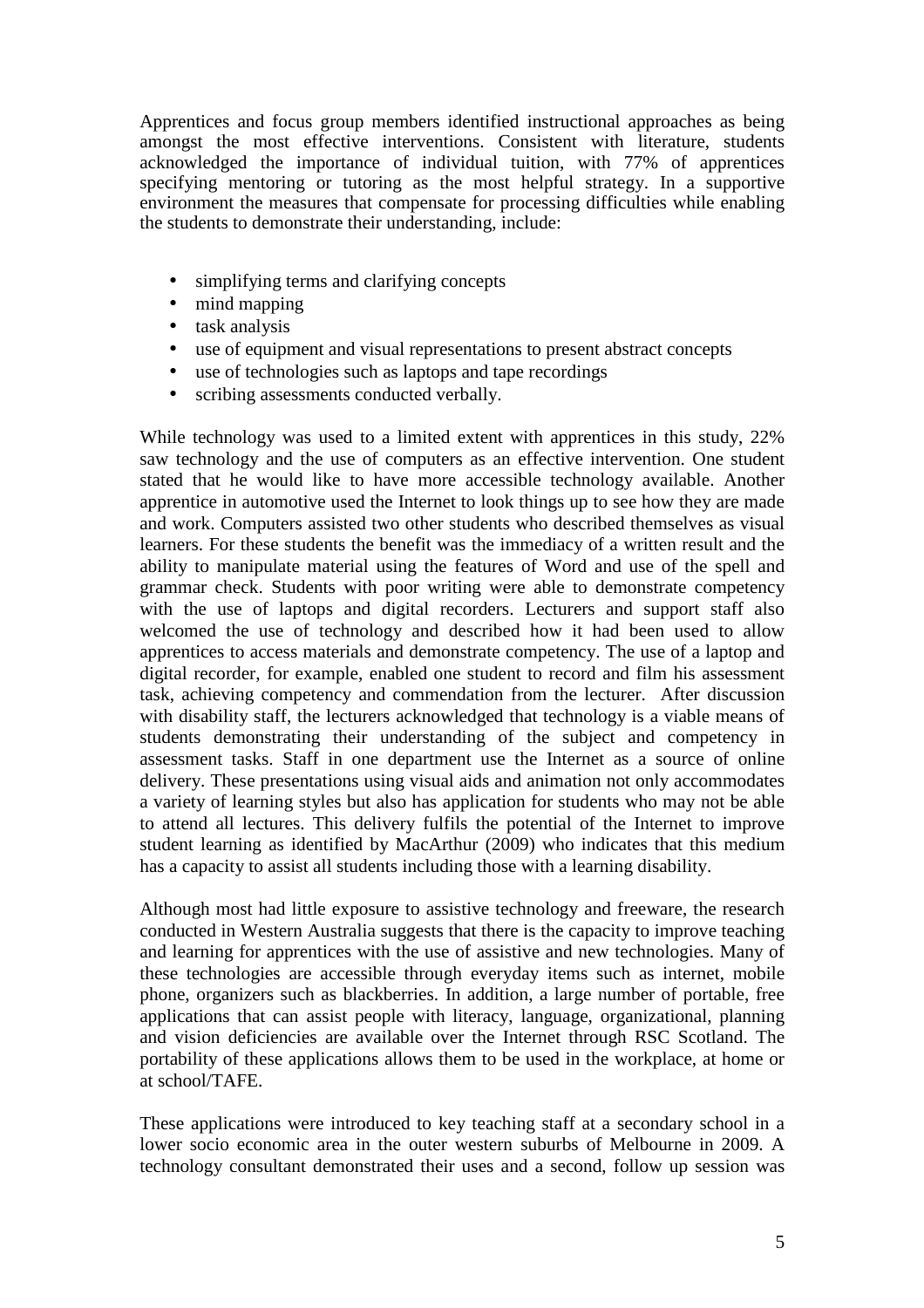Apprentices and focus group members identified instructional approaches as being amongst the most effective interventions. Consistent with literature, students acknowledged the importance of individual tuition, with 77% of apprentices specifying mentoring or tutoring as the most helpful strategy. In a supportive environment the measures that compensate for processing difficulties while enabling the students to demonstrate their understanding, include:

- simplifying terms and clarifying concepts
- mind mapping
- task analysis
- use of equipment and visual representations to present abstract concepts
- use of technologies such as laptops and tape recordings
- scribing assessments conducted verbally.

While technology was used to a limited extent with apprentices in this study, 22% saw technology and the use of computers as an effective intervention. One student stated that he would like to have more accessible technology available. Another apprentice in automotive used the Internet to look things up to see how they are made and work. Computers assisted two other students who described themselves as visual learners. For these students the benefit was the immediacy of a written result and the ability to manipulate material using the features of Word and use of the spell and grammar check. Students with poor writing were able to demonstrate competency with the use of laptops and digital recorders. Lecturers and support staff also welcomed the use of technology and described how it had been used to allow apprentices to access materials and demonstrate competency. The use of a laptop and digital recorder, for example, enabled one student to record and film his assessment task, achieving competency and commendation from the lecturer. After discussion with disability staff, the lecturers acknowledged that technology is a viable means of students demonstrating their understanding of the subject and competency in assessment tasks. Staff in one department use the Internet as a source of online delivery. These presentations using visual aids and animation not only accommodates a variety of learning styles but also has application for students who may not be able to attend all lectures. This delivery fulfils the potential of the Internet to improve student learning as identified by MacArthur (2009) who indicates that this medium has a capacity to assist all students including those with a learning disability.

Although most had little exposure to assistive technology and freeware, the research conducted in Western Australia suggests that there is the capacity to improve teaching and learning for apprentices with the use of assistive and new technologies. Many of these technologies are accessible through everyday items such as internet, mobile phone, organizers such as blackberries. In addition, a large number of portable, free applications that can assist people with literacy, language, organizational, planning and vision deficiencies are available over the Internet through RSC Scotland. The portability of these applications allows them to be used in the workplace, at home or at school/TAFE.

These applications were introduced to key teaching staff at a secondary school in a lower socio economic area in the outer western suburbs of Melbourne in 2009. A technology consultant demonstrated their uses and a second, follow up session was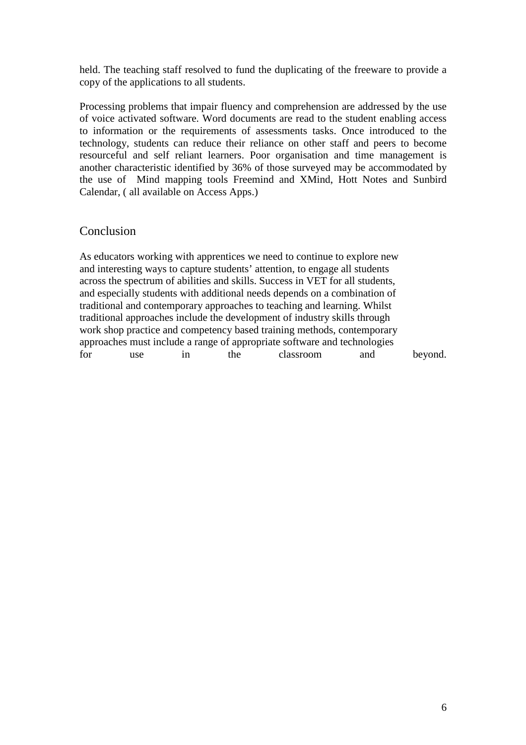held. The teaching staff resolved to fund the duplicating of the freeware to provide a copy of the applications to all students.

Processing problems that impair fluency and comprehension are addressed by the use of voice activated software. Word documents are read to the student enabling access to information or the requirements of assessments tasks. Once introduced to the technology, students can reduce their reliance on other staff and peers to become resourceful and self reliant learners. Poor organisation and time management is another characteristic identified by 36% of those surveyed may be accommodated by the use of Mind mapping tools Freemind and XMind, Hott Notes and Sunbird Calendar, ( all available on Access Apps.)

## Conclusion

As educators working with apprentices we need to continue to explore new and interesting ways to capture students' attention, to engage all students across the spectrum of abilities and skills. Success in VET for all students, and especially students with additional needs depends on a combination of traditional and contemporary approaches to teaching and learning. Whilst traditional approaches include the development of industry skills through work shop practice and competency based training methods, contemporary approaches must include a range of appropriate software and technologies for use in the classroom and beyond.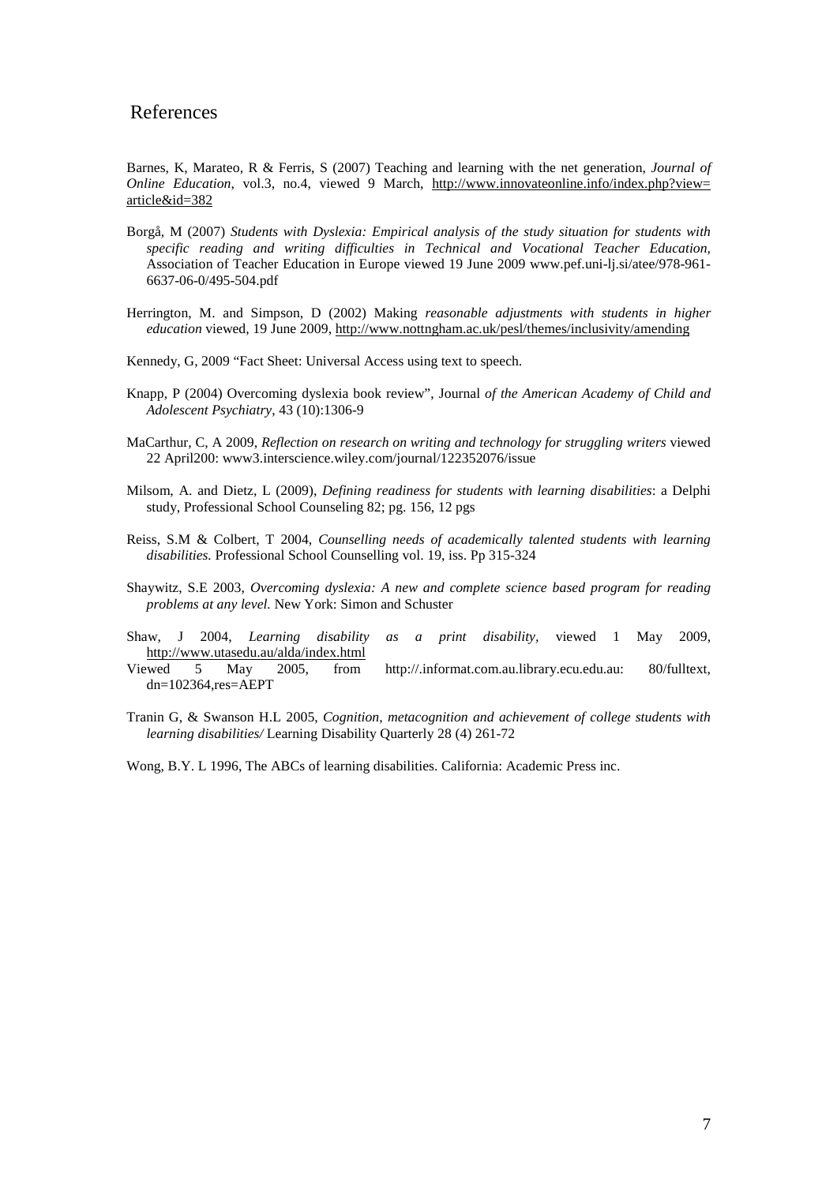# References

Barnes, K, Marateo, R & Ferris, S (2007) Teaching and learning with the net generation, *Journal of Online Education*, vol.3, no.4, viewed 9 March, http://www.innovateonline.info/index.php?view=article&id=382

Borgå, M (2007) *Students with Dyslexia: Empirical analysis of the study situation for students with specific reading and writing difficulties in Technical and Vocational Teacher Education,* Association of Teacher Education in Europe viewed 19 June 2009 www.pef.uni-lj.si/atee/978-961-6637-06-0/495-504.pdf

Herrington, M. and Simpson, D (2002) Making *reasonable adjustments with students in higher education* viewed, 19 June 2009, http://www.nottngham.ac.uk/pesl/themes/inclusivity/amending

Kennedy, G, 2009 "Fact Sheet: Universal Access using text to speech.

Knapp, P (2004) Overcoming dyslexia book review", Journal *of the American Academy of Child and Adolescent Psychiatry*, 43 (10):1306-9

MaCarthur, C, A 2009, *Reflection on research on writing and technology for struggling writers* viewed 22 April200: www3.interscience.wiley.com/journal/122352076/issue

Milsom, A. and Dietz, L (2009), *Defining readiness for students with learning disabilities*: a Delphi study, Professional School Counseling 82; pg. 156, 12 pgs

Reiss, S.M & Colbert, T 2004, *Counselling needs of academically talented students with learning disabilities.* Professional School Counselling vol. 19, iss. Pp 315-324

Shaywitz, S.E 2003, *Overcoming dyslexia: A new and complete science based program for reading problems at any level.* New York: Simon and Schuster

Shaw, J 2004, *Learning disability as a print disability,* viewed 1 May 2009, http://www.utasedu.au/alda/index.html
Viewed 5 May 2005, from http://.informat.com.au.library.ecu.edu.au: 80/fulltext, dn=102364,res=AEPT

Tranin G, & Swanson H.L 2005, *Cognition, metacognition and achievement of college students with learning disabilities/* Learning Disability Quarterly 28 (4) 261-72

Wong, B.Y. L 1996, The ABCs of learning disabilities. California: Academic Press inc.